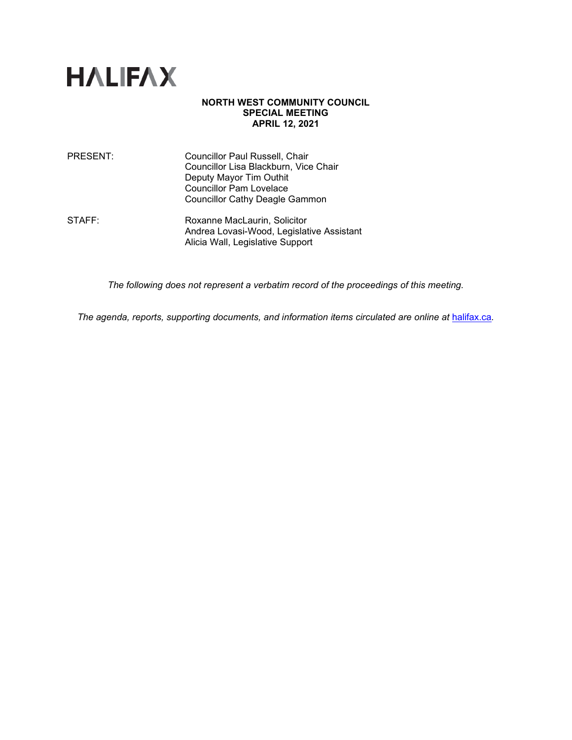# HALIFAX

**NORTH WEST COMMUNITY COUNCIL**
**SPECIAL MEETING**
**APRIL 12, 2021**

| | |
|---|---|
| PRESENT: | Councillor Paul Russell, Chair<br>Councillor Lisa Blackburn, Vice Chair<br>Deputy Mayor Tim Outhit<br>Councillor Pam Lovelace<br>Councillor Cathy Deagle Gammon |
| STAFF: | Roxanne MacLaurin, Solicitor<br>Andrea Lovasi-Wood, Legislative Assistant<br>Alicia Wall, Legislative Support |

*The following does not represent a verbatim record of the proceedings of this meeting.*

*The agenda, reports, supporting documents, and information items circulated are online at* [halifax.ca](halifax.ca)*.*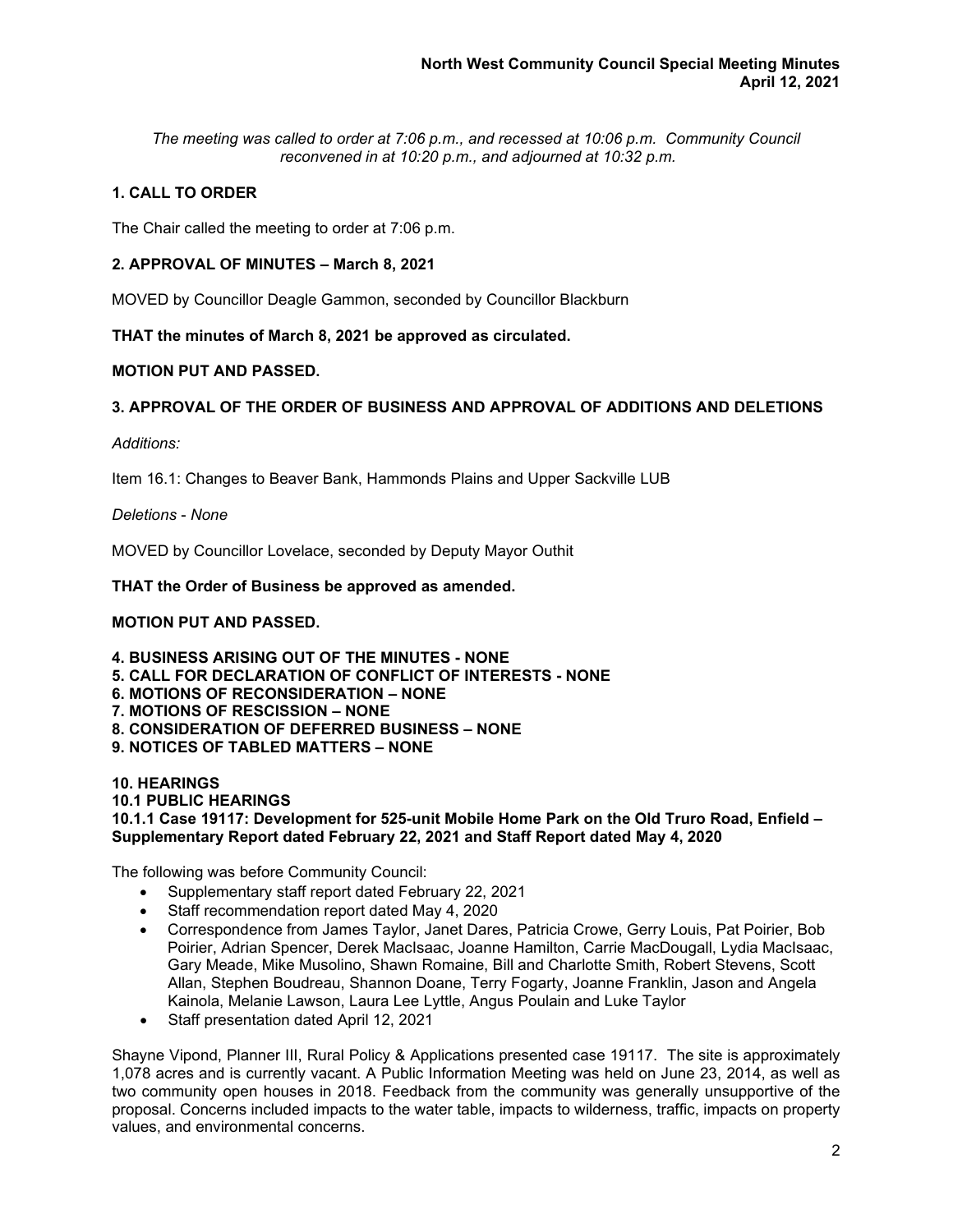*The meeting was called to order at 7:06 p.m., and recessed at 10:06 p.m. Community Council reconvened in at 10:20 p.m., and adjourned at 10:32 p.m.*

## 1. CALL TO ORDER

The Chair called the meeting to order at 7:06 p.m.

## 2. APPROVAL OF MINUTES – March 8, 2021

MOVED by Councillor Deagle Gammon, seconded by Councillor Blackburn

**THAT the minutes of March 8, 2021 be approved as circulated.**

**MOTION PUT AND PASSED.**

## 3. APPROVAL OF THE ORDER OF BUSINESS AND APPROVAL OF ADDITIONS AND DELETIONS

*Additions:*

Item 16.1: Changes to Beaver Bank, Hammonds Plains and Upper Sackville LUB

*Deletions - None*

MOVED by Councillor Lovelace, seconded by Deputy Mayor Outhit

**THAT the Order of Business be approved as amended.**

**MOTION PUT AND PASSED.**

## 4. BUSINESS ARISING OUT OF THE MINUTES - NONE
## 5. CALL FOR DECLARATION OF CONFLICT OF INTERESTS - NONE
## 6. MOTIONS OF RECONSIDERATION – NONE
## 7. MOTIONS OF RESCISSION – NONE
## 8. CONSIDERATION OF DEFERRED BUSINESS – NONE
## 9. NOTICES OF TABLED MATTERS – NONE

## 10. HEARINGS
### 10.1 PUBLIC HEARINGS
#### 10.1.1 Case 19117: Development for 525-unit Mobile Home Park on the Old Truro Road, Enfield – Supplementary Report dated February 22, 2021 and Staff Report dated May 4, 2020

The following was before Community Council:

- Supplementary staff report dated February 22, 2021
- Staff recommendation report dated May 4, 2020
- Correspondence from James Taylor, Janet Dares, Patricia Crowe, Gerry Louis, Pat Poirier, Bob Poirier, Adrian Spencer, Derek MacIsaac, Joanne Hamilton, Carrie MacDougall, Lydia MacIsaac, Gary Meade, Mike Musolino, Shawn Romaine, Bill and Charlotte Smith, Robert Stevens, Scott Allan, Stephen Boudreau, Shannon Doane, Terry Fogarty, Joanne Franklin, Jason and Angela Kainola, Melanie Lawson, Laura Lee Lyttle, Angus Poulain and Luke Taylor
- Staff presentation dated April 12, 2021

Shayne Vipond, Planner III, Rural Policy & Applications presented case 19117. The site is approximately 1,078 acres and is currently vacant. A Public Information Meeting was held on June 23, 2014, as well as two community open houses in 2018. Feedback from the community was generally unsupportive of the proposal. Concerns included impacts to the water table, impacts to wilderness, traffic, impacts on property values, and environmental concerns.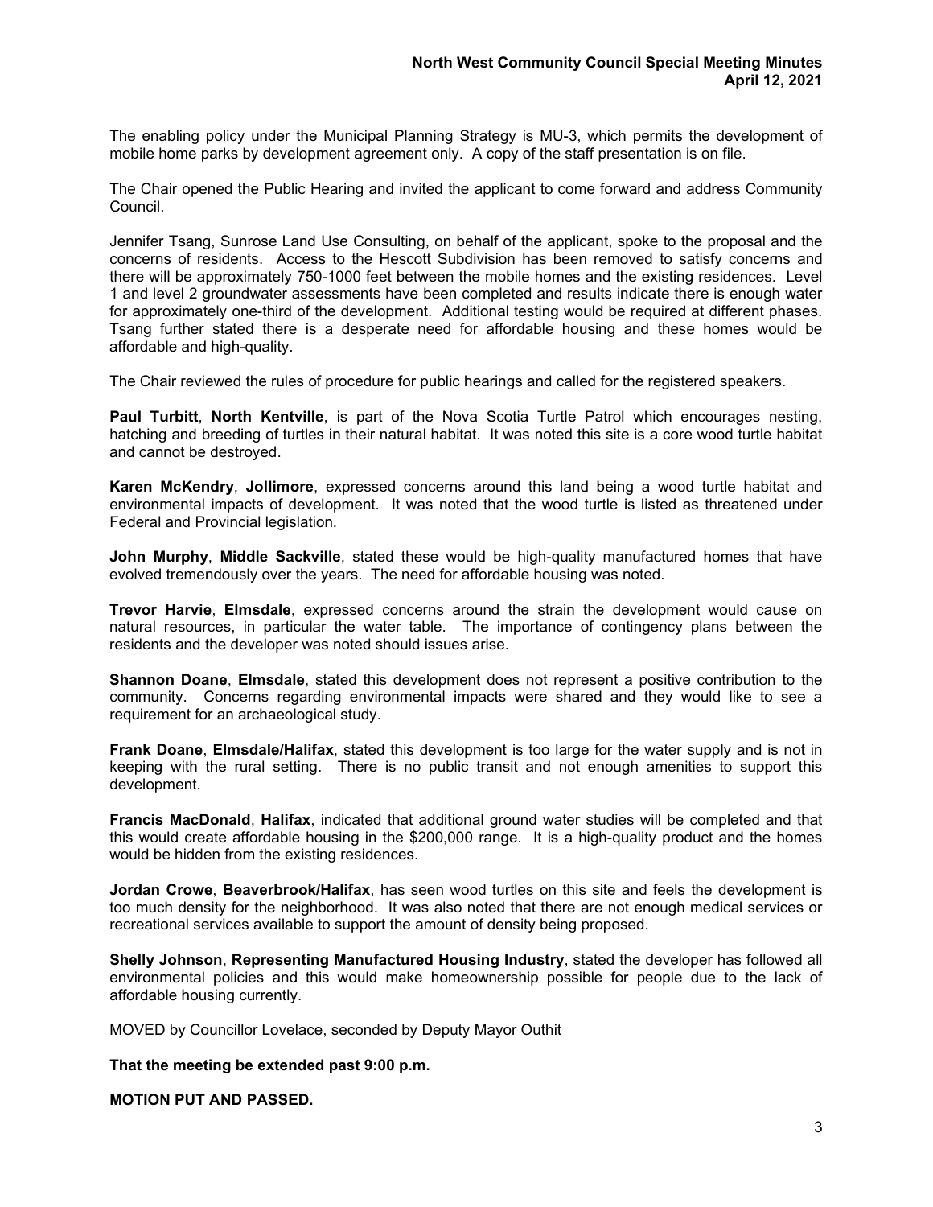The enabling policy under the Municipal Planning Strategy is MU-3, which permits the development of mobile home parks by development agreement only. A copy of the staff presentation is on file.

The Chair opened the Public Hearing and invited the applicant to come forward and address Community Council.

Jennifer Tsang, Sunrose Land Use Consulting, on behalf of the applicant, spoke to the proposal and the concerns of residents. Access to the Hescott Subdivision has been removed to satisfy concerns and there will be approximately 750-1000 feet between the mobile homes and the existing residences. Level 1 and level 2 groundwater assessments have been completed and results indicate there is enough water for approximately one-third of the development. Additional testing would be required at different phases. Tsang further stated there is a desperate need for affordable housing and these homes would be affordable and high-quality.

The Chair reviewed the rules of procedure for public hearings and called for the registered speakers.

**Paul Turbitt**, **North Kentville**, is part of the Nova Scotia Turtle Patrol which encourages nesting, hatching and breeding of turtles in their natural habitat. It was noted this site is a core wood turtle habitat and cannot be destroyed.

**Karen McKendry**, **Jollimore**, expressed concerns around this land being a wood turtle habitat and environmental impacts of development. It was noted that the wood turtle is listed as threatened under Federal and Provincial legislation.

**John Murphy**, **Middle Sackville**, stated these would be high-quality manufactured homes that have evolved tremendously over the years. The need for affordable housing was noted.

**Trevor Harvie**, **Elmsdale**, expressed concerns around the strain the development would cause on natural resources, in particular the water table. The importance of contingency plans between the residents and the developer was noted should issues arise.

**Shannon Doane**, **Elmsdale**, stated this development does not represent a positive contribution to the community. Concerns regarding environmental impacts were shared and they would like to see a requirement for an archaeological study.

**Frank Doane**, **Elmsdale/Halifax**, stated this development is too large for the water supply and is not in keeping with the rural setting. There is no public transit and not enough amenities to support this development.

**Francis MacDonald**, **Halifax**, indicated that additional ground water studies will be completed and that this would create affordable housing in the $200,000 range. It is a high-quality product and the homes would be hidden from the existing residences.

**Jordan Crowe**, **Beaverbrook/Halifax**, has seen wood turtles on this site and feels the development is too much density for the neighborhood. It was also noted that there are not enough medical services or recreational services available to support the amount of density being proposed.

**Shelly Johnson**, **Representing Manufactured Housing Industry**, stated the developer has followed all environmental policies and this would make homeownership possible for people due to the lack of affordable housing currently.

MOVED by Councillor Lovelace, seconded by Deputy Mayor Outhit

**That the meeting be extended past 9:00 p.m.**

**MOTION PUT AND PASSED.**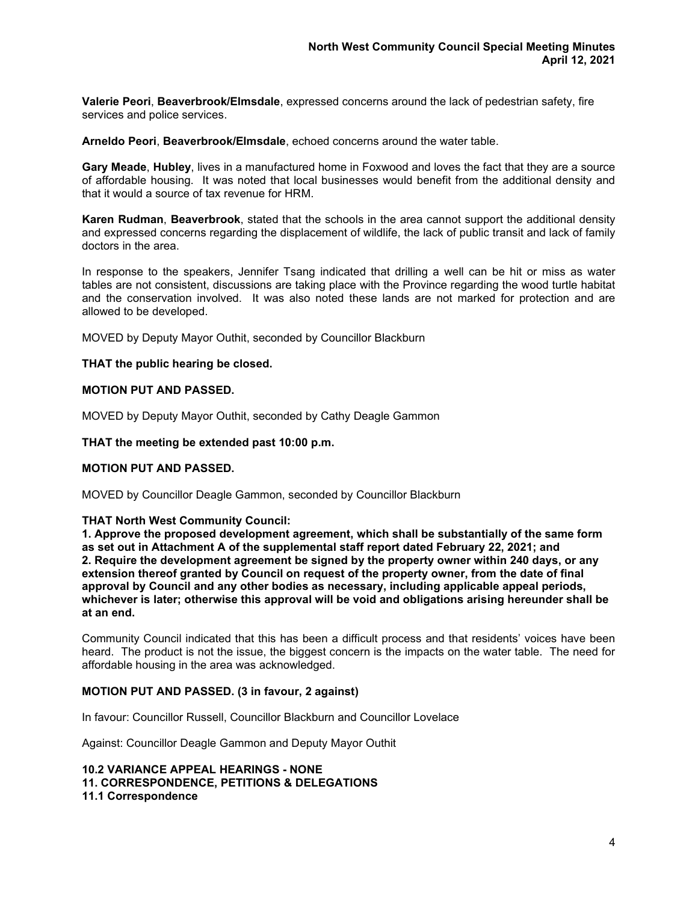**Valerie Peori**, **Beaverbrook/Elmsdale**, expressed concerns around the lack of pedestrian safety, fire services and police services.

**Arneldo Peori**, **Beaverbrook/Elmsdale**, echoed concerns around the water table.

**Gary Meade**, **Hubley**, lives in a manufactured home in Foxwood and loves the fact that they are a source of affordable housing. It was noted that local businesses would benefit from the additional density and that it would a source of tax revenue for HRM.

**Karen Rudman**, **Beaverbrook**, stated that the schools in the area cannot support the additional density and expressed concerns regarding the displacement of wildlife, the lack of public transit and lack of family doctors in the area.

In response to the speakers, Jennifer Tsang indicated that drilling a well can be hit or miss as water tables are not consistent, discussions are taking place with the Province regarding the wood turtle habitat and the conservation involved. It was also noted these lands are not marked for protection and are allowed to be developed.

MOVED by Deputy Mayor Outhit, seconded by Councillor Blackburn

**THAT the public hearing be closed.**

**MOTION PUT AND PASSED.**

MOVED by Deputy Mayor Outhit, seconded by Cathy Deagle Gammon

**THAT the meeting be extended past 10:00 p.m.**

**MOTION PUT AND PASSED.**

MOVED by Councillor Deagle Gammon, seconded by Councillor Blackburn

**THAT North West Community Council:**
**1. Approve the proposed development agreement, which shall be substantially of the same form as set out in Attachment A of the supplemental staff report dated February 22, 2021; and**
**2. Require the development agreement be signed by the property owner within 240 days, or any extension thereof granted by Council on request of the property owner, from the date of final approval by Council and any other bodies as necessary, including applicable appeal periods, whichever is later; otherwise this approval will be void and obligations arising hereunder shall be at an end.**

Community Council indicated that this has been a difficult process and that residents' voices have been heard. The product is not the issue, the biggest concern is the impacts on the water table. The need for affordable housing in the area was acknowledged.

**MOTION PUT AND PASSED. (3 in favour, 2 against)**

In favour: Councillor Russell, Councillor Blackburn and Councillor Lovelace

Against: Councillor Deagle Gammon and Deputy Mayor Outhit

**10.2 VARIANCE APPEAL HEARINGS - NONE**
**11. CORRESPONDENCE, PETITIONS & DELEGATIONS**
**11.1 Correspondence**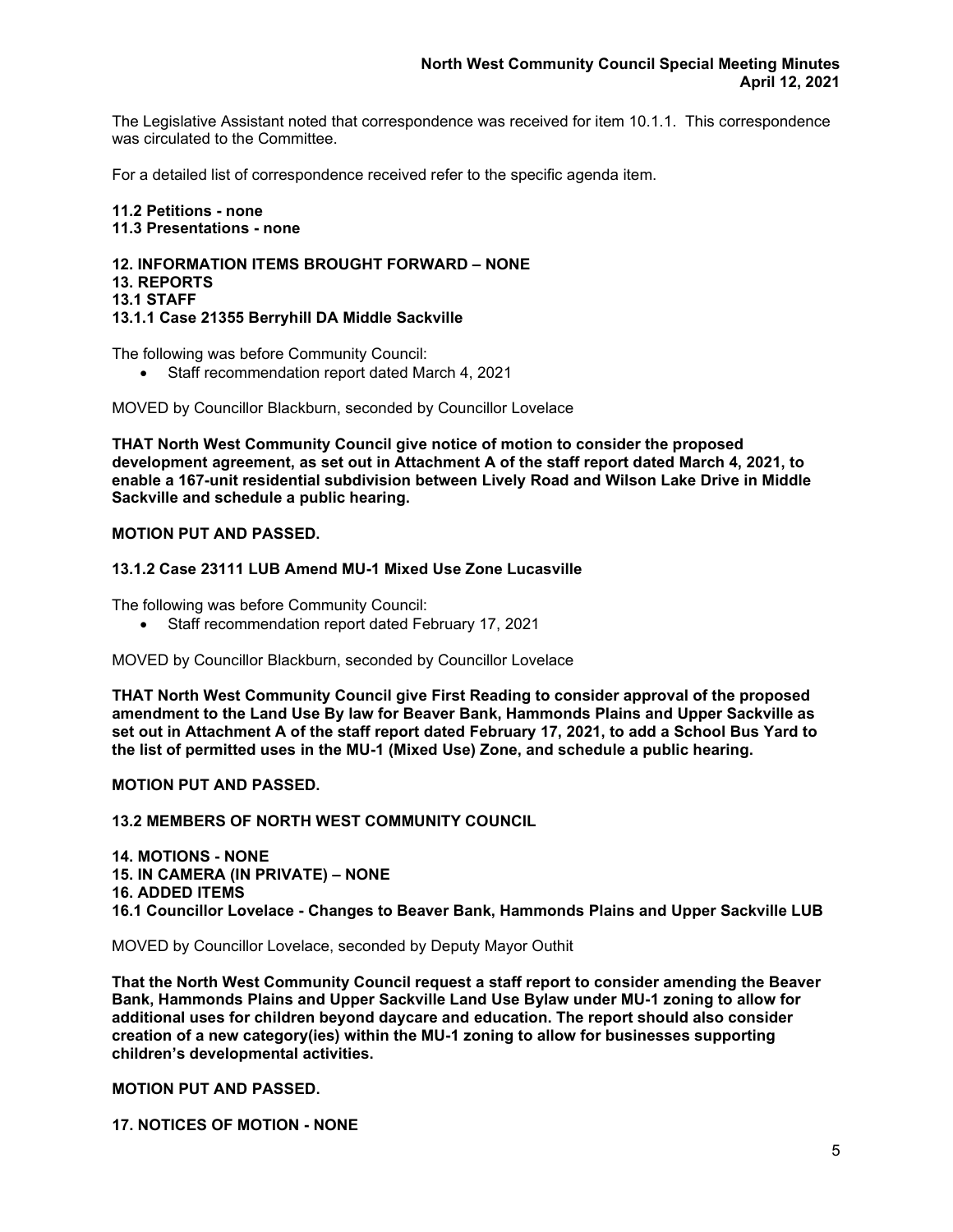The Legislative Assistant noted that correspondence was received for item 10.1.1. This correspondence was circulated to the Committee.

For a detailed list of correspondence received refer to the specific agenda item.

**11.2 Petitions - none**
**11.3 Presentations - none**

**12. INFORMATION ITEMS BROUGHT FORWARD – NONE**
**13. REPORTS**
**13.1 STAFF**
**13.1.1 Case 21355 Berryhill DA Middle Sackville**

The following was before Community Council:

- Staff recommendation report dated March 4, 2021

MOVED by Councillor Blackburn, seconded by Councillor Lovelace

**THAT North West Community Council give notice of motion to consider the proposed development agreement, as set out in Attachment A of the staff report dated March 4, 2021, to enable a 167-unit residential subdivision between Lively Road and Wilson Lake Drive in Middle Sackville and schedule a public hearing.**

**MOTION PUT AND PASSED.**

**13.1.2 Case 23111 LUB Amend MU-1 Mixed Use Zone Lucasville**

The following was before Community Council:

- Staff recommendation report dated February 17, 2021

MOVED by Councillor Blackburn, seconded by Councillor Lovelace

**THAT North West Community Council give First Reading to consider approval of the proposed amendment to the Land Use By law for Beaver Bank, Hammonds Plains and Upper Sackville as set out in Attachment A of the staff report dated February 17, 2021, to add a School Bus Yard to the list of permitted uses in the MU-1 (Mixed Use) Zone, and schedule a public hearing.**

**MOTION PUT AND PASSED.**

**13.2 MEMBERS OF NORTH WEST COMMUNITY COUNCIL**

**14. MOTIONS - NONE**
**15. IN CAMERA (IN PRIVATE) – NONE**
**16. ADDED ITEMS**
**16.1 Councillor Lovelace - Changes to Beaver Bank, Hammonds Plains and Upper Sackville LUB**

MOVED by Councillor Lovelace, seconded by Deputy Mayor Outhit

**That the North West Community Council request a staff report to consider amending the Beaver Bank, Hammonds Plains and Upper Sackville Land Use Bylaw under MU-1 zoning to allow for additional uses for children beyond daycare and education. The report should also consider creation of a new category(ies) within the MU-1 zoning to allow for businesses supporting children's developmental activities.**

**MOTION PUT AND PASSED.**

**17. NOTICES OF MOTION - NONE**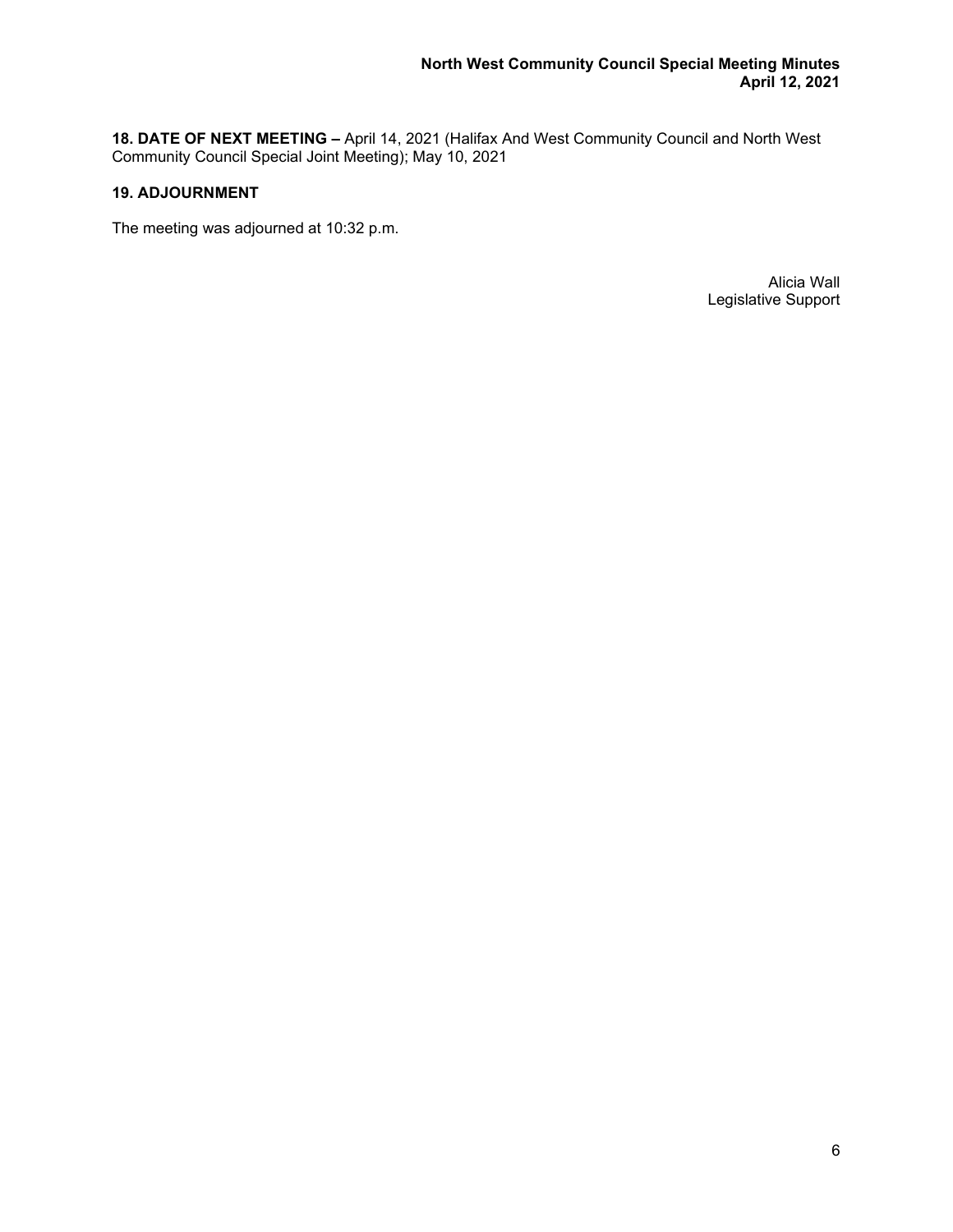**18. DATE OF NEXT MEETING –** April 14, 2021 (Halifax And West Community Council and North West Community Council Special Joint Meeting); May 10, 2021

**19. ADJOURNMENT**

The meeting was adjourned at 10:32 p.m.

Alicia Wall
Legislative Support